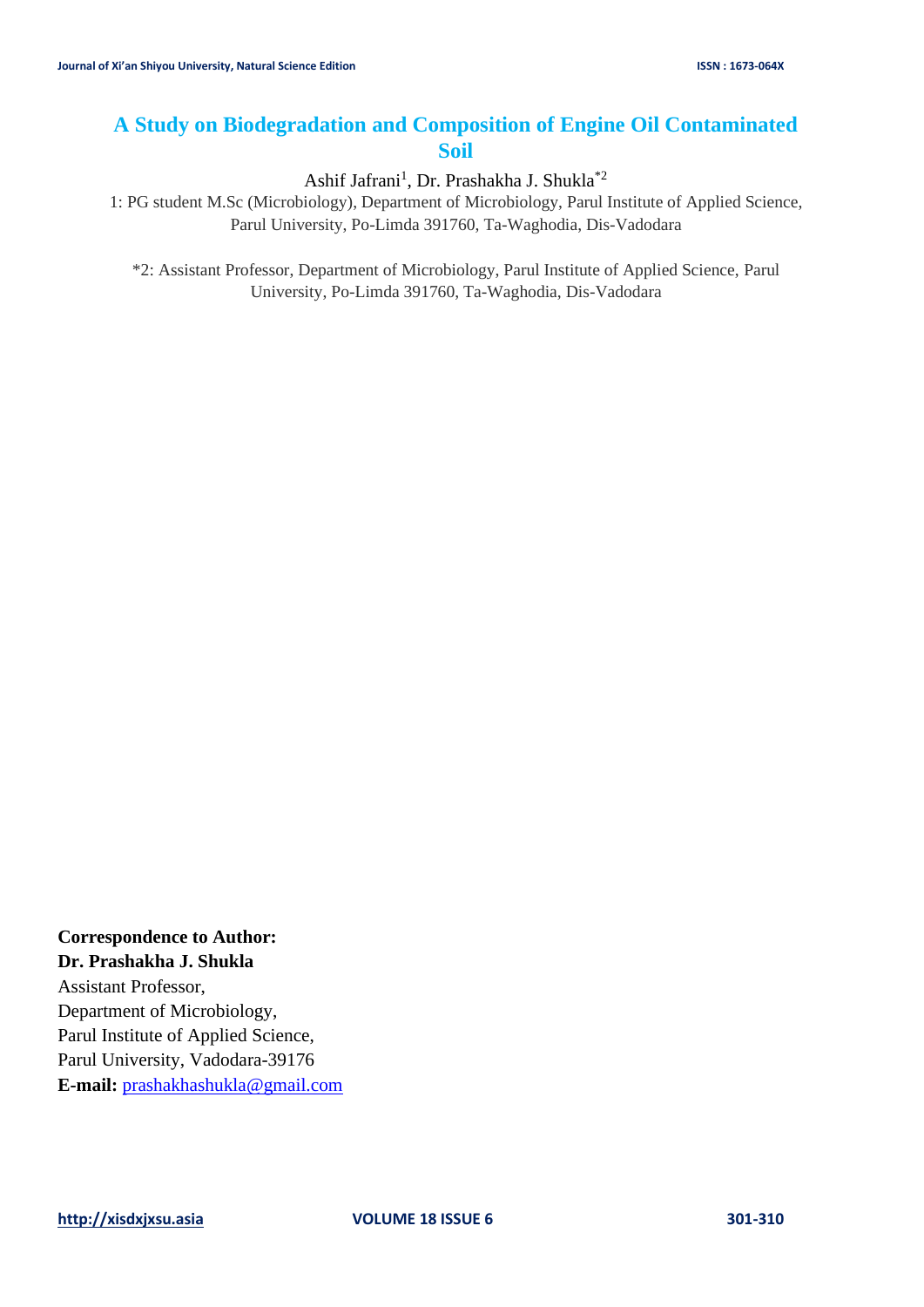# A Study on Biodegradation and Composition of Engine Oil Contaminated Soil

Ashif Jafrani[1], Dr. Prashakha J. Shukla[*2]

1: PG student M.Sc (Microbiology), Department of Microbiology, Parul Institute of Applied Science, Parul University, Po-Limda 391760, Ta-Waghodia, Dis-Vadodara

*2: Assistant Professor, Department of Microbiology, Parul Institute of Applied Science, Parul University, Po-Limda 391760, Ta-Waghodia, Dis-Vadodara

**Correspondence to Author:**
**Dr. Prashakha J. Shukla**
Assistant Professor,
Department of Microbiology,
Parul Institute of Applied Science,
Parul University, Vadodara-39176
**E-mail:** prashakhashukla@gmail.com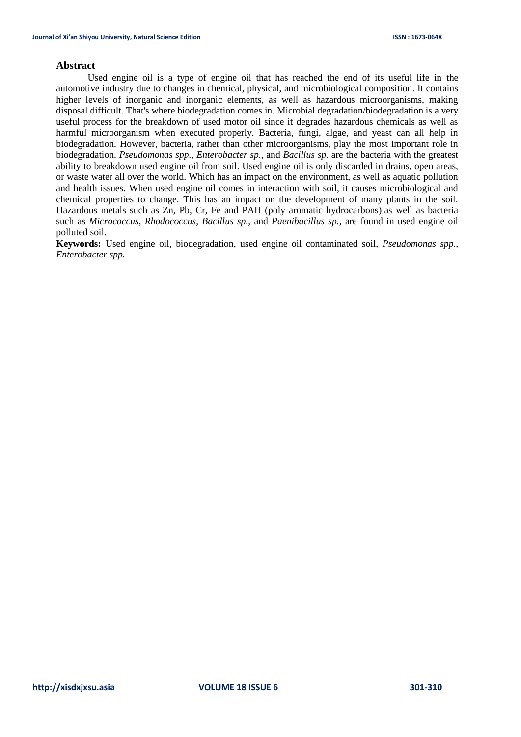## Abstract

Used engine oil is a type of engine oil that has reached the end of its useful life in the automotive industry due to changes in chemical, physical, and microbiological composition. It contains higher levels of inorganic and inorganic elements, as well as hazardous microorganisms, making disposal difficult. That's where biodegradation comes in. Microbial degradation/biodegradation is a very useful process for the breakdown of used motor oil since it degrades hazardous chemicals as well as harmful microorganism when executed properly. Bacteria, fungi, algae, and yeast can all help in biodegradation. However, bacteria, rather than other microorganisms, play the most important role in biodegradation. *Pseudomonas spp., Enterobacter sp.*, and *Bacillus sp.* are the bacteria with the greatest ability to breakdown used engine oil from soil. Used engine oil is only discarded in drains, open areas, or waste water all over the world. Which has an impact on the environment, as well as aquatic pollution and health issues. When used engine oil comes in interaction with soil, it causes microbiological and chemical properties to change. This has an impact on the development of many plants in the soil. Hazardous metals such as Zn, Pb, Cr, Fe and PAH (poly aromatic hydrocarbons) as well as bacteria such as *Micrococcus, Rhodococcus, Bacillus sp.,* and *Paenibacillus sp.*, are found in used engine oil polluted soil.

**Keywords:** Used engine oil, biodegradation, used engine oil contaminated soil, *Pseudomonas spp.*, *Enterobacter spp.*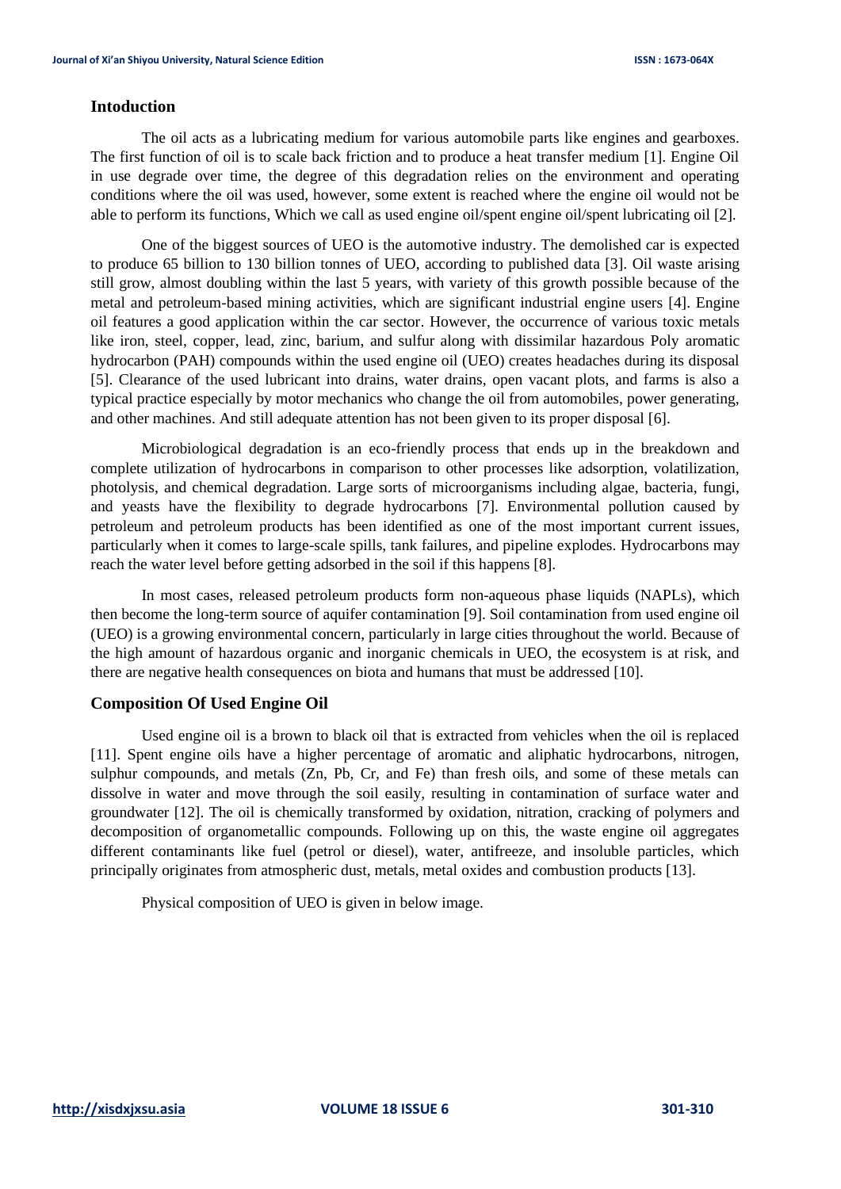## Intoduction

The oil acts as a lubricating medium for various automobile parts like engines and gearboxes. The first function of oil is to scale back friction and to produce a heat transfer medium [1]. Engine Oil in use degrade over time, the degree of this degradation relies on the environment and operating conditions where the oil was used, however, some extent is reached where the engine oil would not be able to perform its functions, Which we call as used engine oil/spent engine oil/spent lubricating oil [2].

One of the biggest sources of UEO is the automotive industry. The demolished car is expected to produce 65 billion to 130 billion tonnes of UEO, according to published data [3]. Oil waste arising still grow, almost doubling within the last 5 years, with variety of this growth possible because of the metal and petroleum-based mining activities, which are significant industrial engine users [4]. Engine oil features a good application within the car sector. However, the occurrence of various toxic metals like iron, steel, copper, lead, zinc, barium, and sulfur along with dissimilar hazardous Poly aromatic hydrocarbon (PAH) compounds within the used engine oil (UEO) creates headaches during its disposal [5]. Clearance of the used lubricant into drains, water drains, open vacant plots, and farms is also a typical practice especially by motor mechanics who change the oil from automobiles, power generating, and other machines. And still adequate attention has not been given to its proper disposal [6].

Microbiological degradation is an eco-friendly process that ends up in the breakdown and complete utilization of hydrocarbons in comparison to other processes like adsorption, volatilization, photolysis, and chemical degradation. Large sorts of microorganisms including algae, bacteria, fungi, and yeasts have the flexibility to degrade hydrocarbons [7]. Environmental pollution caused by petroleum and petroleum products has been identified as one of the most important current issues, particularly when it comes to large-scale spills, tank failures, and pipeline explodes. Hydrocarbons may reach the water level before getting adsorbed in the soil if this happens [8].

In most cases, released petroleum products form non-aqueous phase liquids (NAPLs), which then become the long-term source of aquifer contamination [9]. Soil contamination from used engine oil (UEO) is a growing environmental concern, particularly in large cities throughout the world. Because of the high amount of hazardous organic and inorganic chemicals in UEO, the ecosystem is at risk, and there are negative health consequences on biota and humans that must be addressed [10].

## Composition Of Used Engine Oil

Used engine oil is a brown to black oil that is extracted from vehicles when the oil is replaced [11]. Spent engine oils have a higher percentage of aromatic and aliphatic hydrocarbons, nitrogen, sulphur compounds, and metals (Zn, Pb, Cr, and Fe) than fresh oils, and some of these metals can dissolve in water and move through the soil easily, resulting in contamination of surface water and groundwater [12]. The oil is chemically transformed by oxidation, nitration, cracking of polymers and decomposition of organometallic compounds. Following up on this, the waste engine oil aggregates different contaminants like fuel (petrol or diesel), water, antifreeze, and insoluble particles, which principally originates from atmospheric dust, metals, metal oxides and combustion products [13].

Physical composition of UEO is given in below image.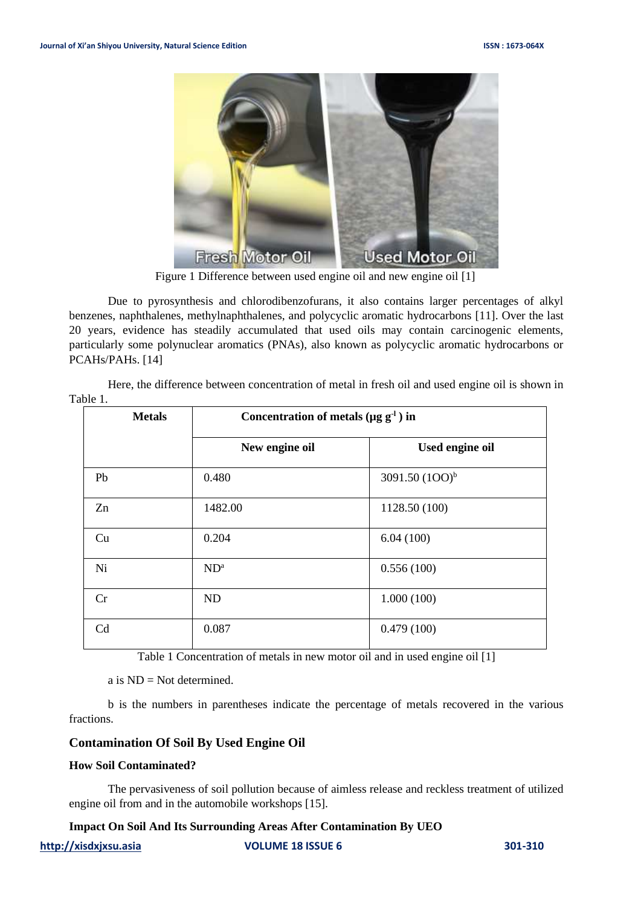Figure 1 Difference between used engine oil and new engine oil [1]

Due to pyrosynthesis and chlorodibenzofurans, it also contains larger percentages of alkyl benzenes, naphthalenes, methylnaphthalenes, and polycyclic aromatic hydrocarbons [11]. Over the last 20 years, evidence has steadily accumulated that used oils may contain carcinogenic elements, particularly some polynuclear aromatics (PNAs), also known as polycyclic aromatic hydrocarbons or PCAHs/PAHs. [14]

Here, the difference between concentration of metal in fresh oil and used engine oil is shown in Table 1.

| Metals | Concentration of metals ($\mu g\ g^{-1}$) in | |
|---|---|---|
| | New engine oil | Used engine oil |
| Pb | 0.480 | 3091.50 (1OO)[b] |
| Zn | 1482.00 | 1128.50 (100) |
| Cu | 0.204 | 6.04 (100) |
| Ni | ND[a] | 0.556 (100) |
| Cr | ND | 1.000 (100) |
| Cd | 0.087 | 0.479 (100) |

Table 1 Concentration of metals in new motor oil and in used engine oil [1]

a is ND = Not determined.

b is the numbers in parentheses indicate the percentage of metals recovered in the various fractions.

## Contamination Of Soil By Used Engine Oil

### How Soil Contaminated?

The pervasiveness of soil pollution because of aimless release and reckless treatment of utilized engine oil from and in the automobile workshops [15].

### Impact On Soil And Its Surrounding Areas After Contamination By UEO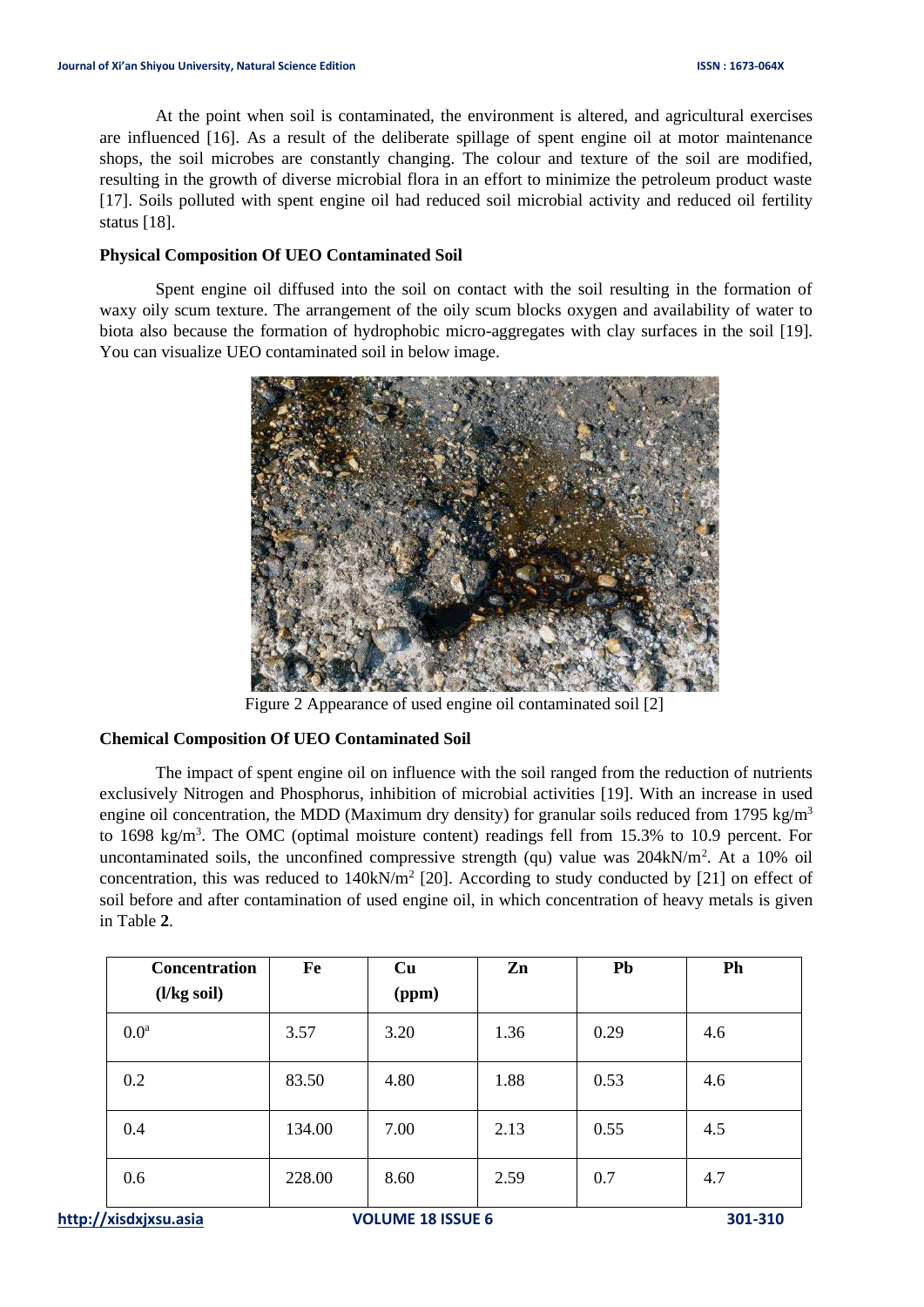At the point when soil is contaminated, the environment is altered, and agricultural exercises are influenced [16]. As a result of the deliberate spillage of spent engine oil at motor maintenance shops, the soil microbes are constantly changing. The colour and texture of the soil are modified, resulting in the growth of diverse microbial flora in an effort to minimize the petroleum product waste [17]. Soils polluted with spent engine oil had reduced soil microbial activity and reduced oil fertility status [18].

**Physical Composition Of UEO Contaminated Soil**

Spent engine oil diffused into the soil on contact with the soil resulting in the formation of waxy oily scum texture. The arrangement of the oily scum blocks oxygen and availability of water to biota also because the formation of hydrophobic micro-aggregates with clay surfaces in the soil [19]. You can visualize UEO contaminated soil in below image.

Figure 2 Appearance of used engine oil contaminated soil [2]

**Chemical Composition Of UEO Contaminated Soil**

The impact of spent engine oil on influence with the soil ranged from the reduction of nutrients exclusively Nitrogen and Phosphorus, inhibition of microbial activities [19]. With an increase in used engine oil concentration, the MDD (Maximum dry density) for granular soils reduced from 1795 $kg/m^3$ to 1698 $kg/m^3$. The OMC (optimal moisture content) readings fell from 15.3% to 10.9 percent. For uncontaminated soils, the unconfined compressive strength (qu) value was 204$kN/m^2$. At a 10% oil concentration, this was reduced to 140$kN/m^2$ [20]. According to study conducted by [21] on effect of soil before and after contamination of used engine oil, in which concentration of heavy metals is given in Table **2**.

| Concentration (l/kg soil) | Fe | Cu (ppm) | Zn | Pb | Ph |
|---|---|---|---|---|---|
| 0.0[a] | 3.57 | 3.20 | 1.36 | 0.29 | 4.6 |
| 0.2 | 83.50 | 4.80 | 1.88 | 0.53 | 4.6 |
| 0.4 | 134.00 | 7.00 | 2.13 | 0.55 | 4.5 |
| 0.6 | 228.00 | 8.60 | 2.59 | 0.7 | 4.7 |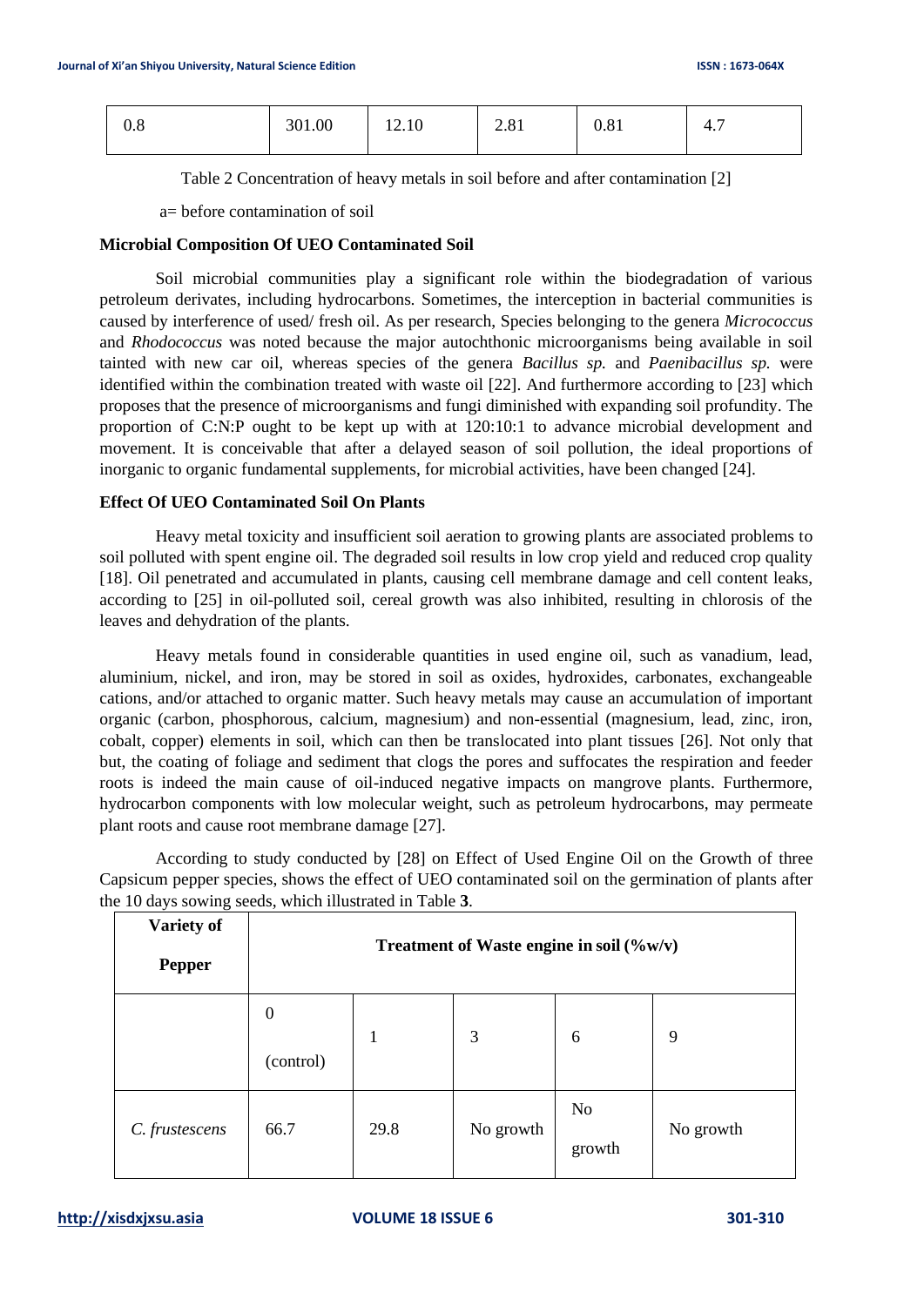| 0.8 | 301.00 | 12.10 | 2.81 | 0.81 | 4.7 |
|---|---|---|---|---|---|

Table 2 Concentration of heavy metals in soil before and after contamination [2]

a= before contamination of soil

**Microbial Composition Of UEO Contaminated Soil**

Soil microbial communities play a significant role within the biodegradation of various petroleum derivates, including hydrocarbons. Sometimes, the interception in bacterial communities is caused by interference of used/ fresh oil. As per research, Species belonging to the genera *Micrococcus* and *Rhodococcus* was noted because the major autochthonic microorganisms being available in soil tainted with new car oil, whereas species of the genera *Bacillus sp.* and *Paenibacillus sp.* were identified within the combination treated with waste oil [22]. And furthermore according to [23] which proposes that the presence of microorganisms and fungi diminished with expanding soil profundity. The proportion of C:N:P ought to be kept up with at 120:10:1 to advance microbial development and movement. It is conceivable that after a delayed season of soil pollution, the ideal proportions of inorganic to organic fundamental supplements, for microbial activities, have been changed [24].

**Effect Of UEO Contaminated Soil On Plants**

Heavy metal toxicity and insufficient soil aeration to growing plants are associated problems to soil polluted with spent engine oil. The degraded soil results in low crop yield and reduced crop quality [18]. Oil penetrated and accumulated in plants, causing cell membrane damage and cell content leaks, according to [25] in oil-polluted soil, cereal growth was also inhibited, resulting in chlorosis of the leaves and dehydration of the plants.

Heavy metals found in considerable quantities in used engine oil, such as vanadium, lead, aluminium, nickel, and iron, may be stored in soil as oxides, hydroxides, carbonates, exchangeable cations, and/or attached to organic matter. Such heavy metals may cause an accumulation of important organic (carbon, phosphorous, calcium, magnesium) and non-essential (magnesium, lead, zinc, iron, cobalt, copper) elements in soil, which can then be translocated into plant tissues [26]. Not only that but, the coating of foliage and sediment that clogs the pores and suffocates the respiration and feeder roots is indeed the main cause of oil-induced negative impacts on mangrove plants. Furthermore, hydrocarbon components with low molecular weight, such as petroleum hydrocarbons, may permeate plant roots and cause root membrane damage [27].

According to study conducted by [28] on Effect of Used Engine Oil on the Growth of three Capsicum pepper species, shows the effect of UEO contaminated soil on the germination of plants after the 10 days sowing seeds, which illustrated in Table **3**.

| **Variety of Pepper** | **Treatment of Waste engine in soil (%w/v)** | | | | |
|---|---|---|---|---|---|
| | 0 (control) | 1 | 3 | 6 | 9 |
| *C. frustescens* | 66.7 | 29.8 | No growth | No growth | No growth |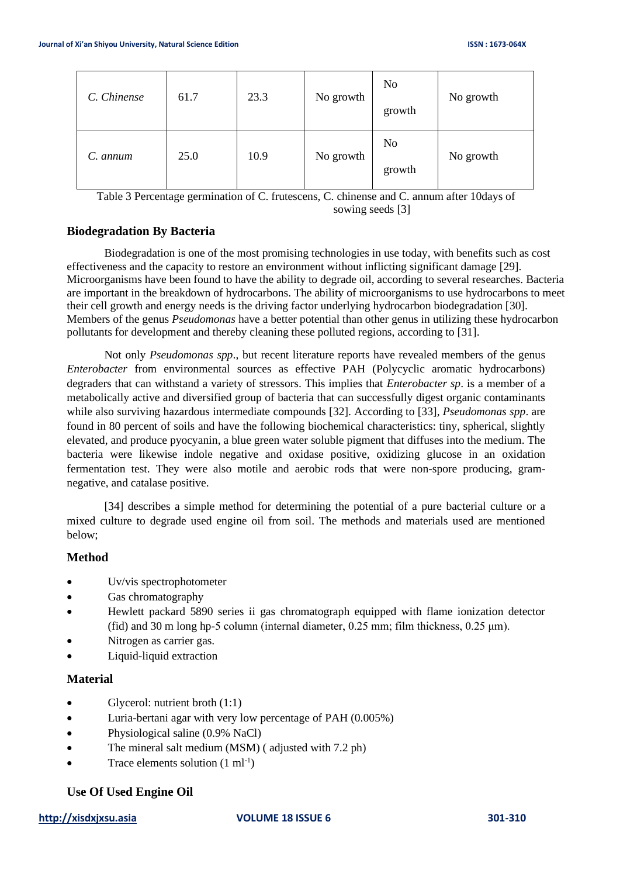| *C. Chinense* | 61.7 | 23.3 | No growth | No growth | No growth |
|---|---|---|---|---|---|
| *C. annum* | 25.0 | 10.9 | No growth | No growth | No growth |

Table 3 Percentage germination of C. frutescens, C. chinense and C. annum after 10days of sowing seeds [3]

### Biodegradation By Bacteria

Biodegradation is one of the most promising technologies in use today, with benefits such as cost effectiveness and the capacity to restore an environment without inflicting significant damage [29]. Microorganisms have been found to have the ability to degrade oil, according to several researches. Bacteria are important in the breakdown of hydrocarbons. The ability of microorganisms to use hydrocarbons to meet their cell growth and energy needs is the driving factor underlying hydrocarbon biodegradation [30]. Members of the genus *Pseudomonas* have a better potential than other genus in utilizing these hydrocarbon pollutants for development and thereby cleaning these polluted regions, according to [31].

Not only *Pseudomonas spp*., but recent literature reports have revealed members of the genus *Enterobacter* from environmental sources as effective PAH (Polycyclic aromatic hydrocarbons) degraders that can withstand a variety of stressors. This implies that *Enterobacter sp*. is a member of a metabolically active and diversified group of bacteria that can successfully digest organic contaminants while also surviving hazardous intermediate compounds [32]. According to [33], *Pseudomonas spp*. are found in 80 percent of soils and have the following biochemical characteristics: tiny, spherical, slightly elevated, and produce pyocyanin, a blue green water soluble pigment that diffuses into the medium. The bacteria were likewise indole negative and oxidase positive, oxidizing glucose in an oxidation fermentation test. They were also motile and aerobic rods that were non-spore producing, gram-negative, and catalase positive.

[34] describes a simple method for determining the potential of a pure bacterial culture or a mixed culture to degrade used engine oil from soil. The methods and materials used are mentioned below;

### Method

- Uv/vis spectrophotometer
- Gas chromatography
- Hewlett packard 5890 series ii gas chromatograph equipped with flame ionization detector (fid) and 30 m long hp-5 column (internal diameter, 0.25 mm; film thickness, 0.25 μm).
- Nitrogen as carrier gas.
- Liquid-liquid extraction

### Material

- Glycerol: nutrient broth (1:1)
- Luria-bertani agar with very low percentage of PAH (0.005%)
- Physiological saline (0.9% NaCl)
- The mineral salt medium (MSM) ( adjusted with 7.2 ph)
- Trace elements solution (1 $ml^{-1}$)

### Use Of Used Engine Oil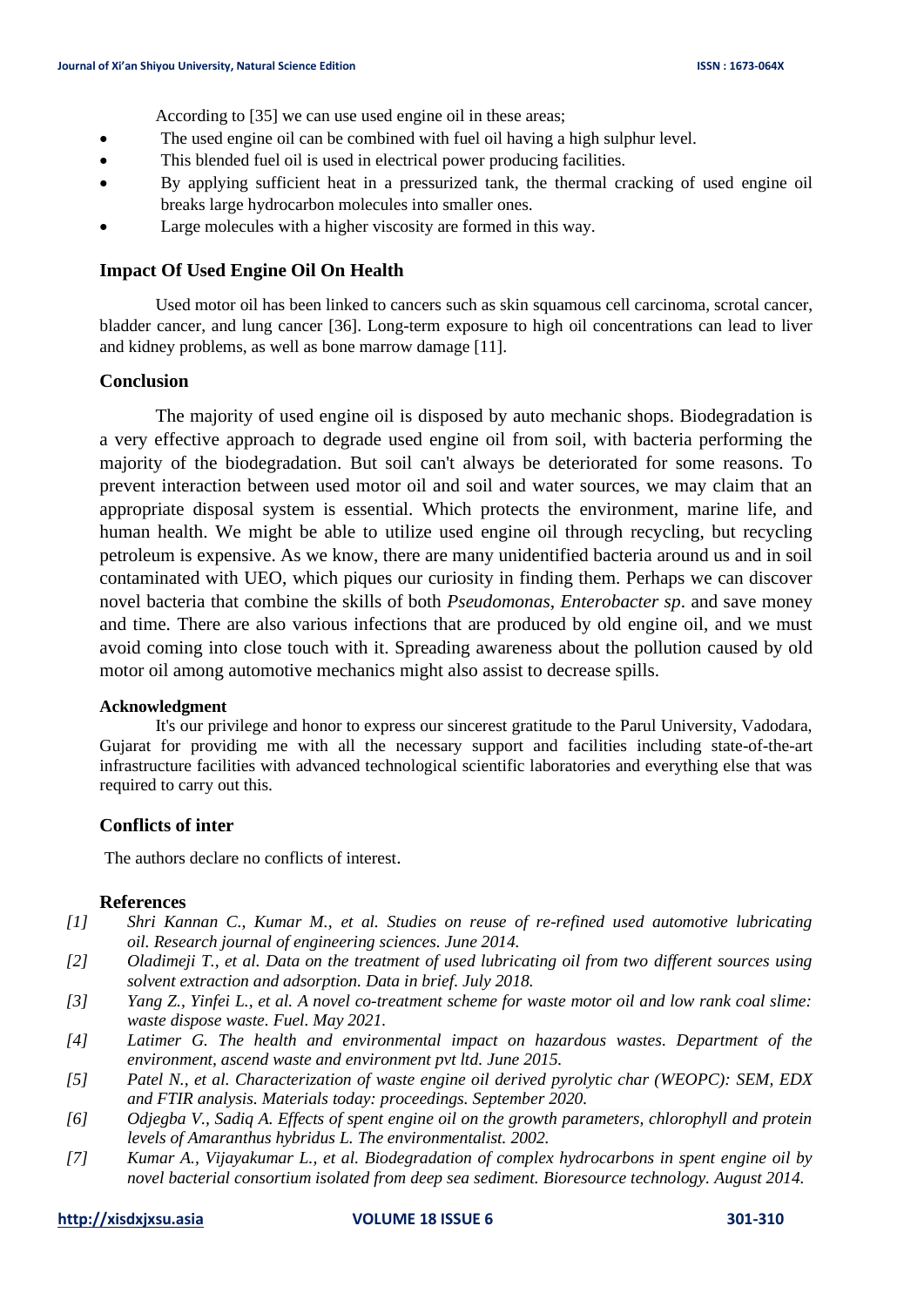According to [35] we can use used engine oil in these areas;

- The used engine oil can be combined with fuel oil having a high sulphur level.
- This blended fuel oil is used in electrical power producing facilities.
- By applying sufficient heat in a pressurized tank, the thermal cracking of used engine oil breaks large hydrocarbon molecules into smaller ones.
- Large molecules with a higher viscosity are formed in this way.

## Impact Of Used Engine Oil On Health

Used motor oil has been linked to cancers such as skin squamous cell carcinoma, scrotal cancer, bladder cancer, and lung cancer [36]. Long-term exposure to high oil concentrations can lead to liver and kidney problems, as well as bone marrow damage [11].

## Conclusion

The majority of used engine oil is disposed by auto mechanic shops. Biodegradation is a very effective approach to degrade used engine oil from soil, with bacteria performing the majority of the biodegradation. But soil can't always be deteriorated for some reasons. To prevent interaction between used motor oil and soil and water sources, we may claim that an appropriate disposal system is essential. Which protects the environment, marine life, and human health. We might be able to utilize used engine oil through recycling, but recycling petroleum is expensive. As we know, there are many unidentified bacteria around us and in soil contaminated with UEO, which piques our curiosity in finding them. Perhaps we can discover novel bacteria that combine the skills of both *Pseudomonas*, *Enterobacter sp*. and save money and time. There are also various infections that are produced by old engine oil, and we must avoid coming into close touch with it. Spreading awareness about the pollution caused by old motor oil among automotive mechanics might also assist to decrease spills.

**Acknowledgment**

It's our privilege and honor to express our sincerest gratitude to the Parul University, Vadodara, Gujarat for providing me with all the necessary support and facilities including state-of-the-art infrastructure facilities with advanced technological scientific laboratories and everything else that was required to carry out this.

## Conflicts of inter

The authors declare no conflicts of interest.

## References

[1] *Shri Kannan C., Kumar M., et al. Studies on reuse of re-refined used automotive lubricating oil. Research journal of engineering sciences. June 2014.*

[2] *Oladimeji T., et al. Data on the treatment of used lubricating oil from two different sources using solvent extraction and adsorption. Data in brief. July 2018.*

[3] *Yang Z., Yinfei L., et al. A novel co-treatment scheme for waste motor oil and low rank coal slime: waste dispose waste. Fuel. May 2021.*

[4] *Latimer G. The health and environmental impact on hazardous wastes. Department of the environment, ascend waste and environment pvt ltd. June 2015.*

[5] *Patel N., et al. Characterization of waste engine oil derived pyrolytic char (WEOPC): SEM, EDX and FTIR analysis. Materials today: proceedings. September 2020.*

[6] *Odjegba V., Sadiq A. Effects of spent engine oil on the growth parameters, chlorophyll and protein levels of Amaranthus hybridus L. The environmentalist. 2002.*

[7] *Kumar A., Vijayakumar L., et al. Biodegradation of complex hydrocarbons in spent engine oil by novel bacterial consortium isolated from deep sea sediment. Bioresource technology. August 2014.*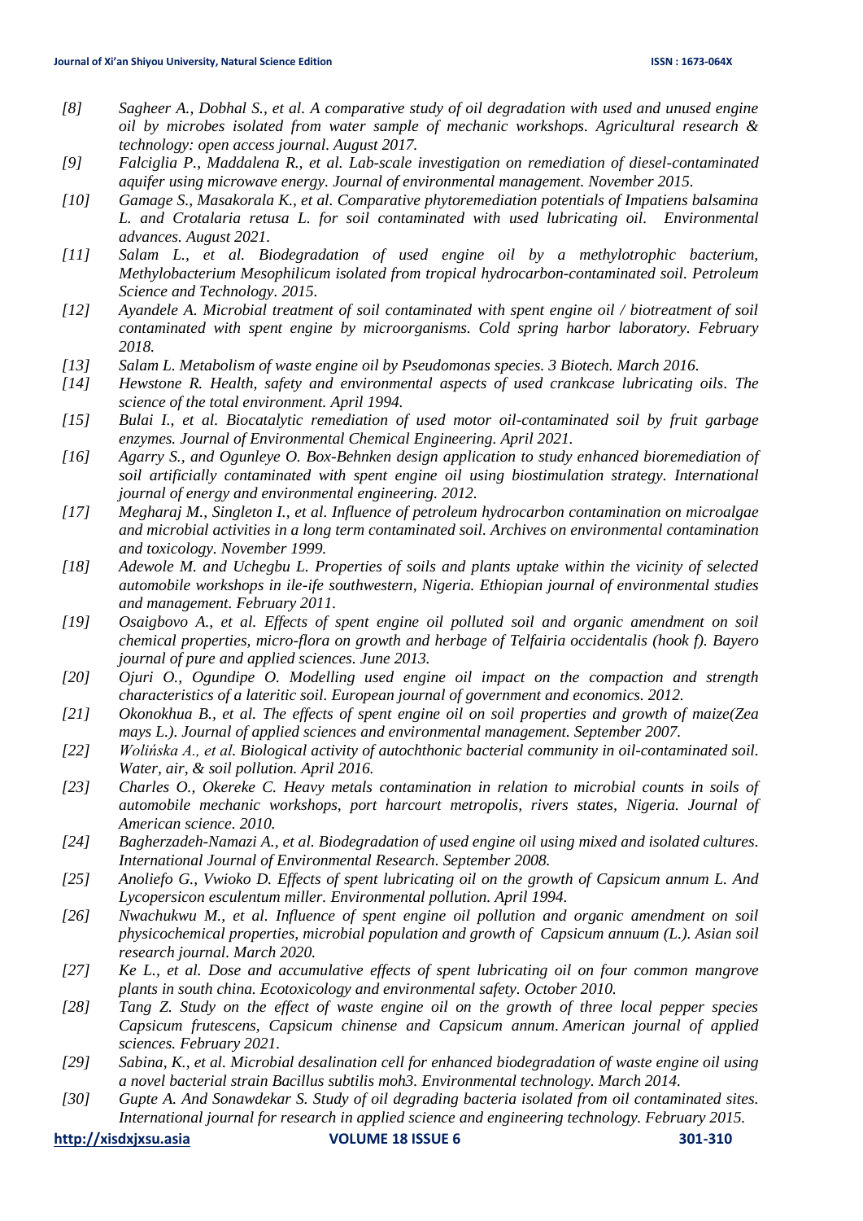[8] *Sagheer A., Dobhal S., et al. A comparative study of oil degradation with used and unused engine oil by microbes isolated from water sample of mechanic workshops. Agricultural research & technology: open access journal. August 2017.*

[9] *Falciglia P., Maddalena R., et al. Lab-scale investigation on remediation of diesel-contaminated aquifer using microwave energy. Journal of environmental management. November 2015.*

[10] *Gamage S., Masakorala K., et al. Comparative phytoremediation potentials of Impatiens balsamina L. and Crotalaria retusa L. for soil contaminated with used lubricating oil. Environmental advances. August 2021.*

[11] *Salam L., et al. Biodegradation of used engine oil by a methylotrophic bacterium, Methylobacterium Mesophilicum isolated from tropical hydrocarbon-contaminated soil. Petroleum Science and Technology. 2015.*

[12] *Ayandele A. Microbial treatment of soil contaminated with spent engine oil / biotreatment of soil contaminated with spent engine by microorganisms. Cold spring harbor laboratory. February 2018.*

[13] *Salam L. Metabolism of waste engine oil by Pseudomonas species. 3 Biotech. March 2016.*

[14] *Hewstone R. Health, safety and environmental aspects of used crankcase lubricating oils. The science of the total environment. April 1994.*

[15] *Bulai I., et al. Biocatalytic remediation of used motor oil-contaminated soil by fruit garbage enzymes. Journal of Environmental Chemical Engineering. April 2021.*

[16] *Agarry S., and Ogunleye O. Box-Behnken design application to study enhanced bioremediation of soil artificially contaminated with spent engine oil using biostimulation strategy. International journal of energy and environmental engineering. 2012.*

[17] *Megharaj M., Singleton I., et al. Influence of petroleum hydrocarbon contamination on microalgae and microbial activities in a long term contaminated soil. Archives on environmental contamination and toxicology. November 1999.*

[18] *Adewole M. and Uchegbu L. Properties of soils and plants uptake within the vicinity of selected automobile workshops in ile-ife southwestern, Nigeria. Ethiopian journal of environmental studies and management. February 2011.*

[19] *Osaigbovo A., et al. Effects of spent engine oil polluted soil and organic amendment on soil chemical properties, micro-flora on growth and herbage of Telfairia occidentalis (hook f). Bayero journal of pure and applied sciences. June 2013.*

[20] *Ojuri O., Ogundipe O. Modelling used engine oil impact on the compaction and strength characteristics of a lateritic soil. European journal of government and economics. 2012.*

[21] *Okonokhua B., et al. The effects of spent engine oil on soil properties and growth of maize(Zea mays L.). Journal of applied sciences and environmental management. September 2007.*

[22] *Wolińska A., et al. Biological activity of autochthonic bacterial community in oil-contaminated soil. Water, air, & soil pollution. April 2016.*

[23] *Charles O., Okereke C. Heavy metals contamination in relation to microbial counts in soils of automobile mechanic workshops, port harcourt metropolis, rivers states, Nigeria. Journal of American science. 2010.*

[24] *Bagherzadeh-Namazi A., et al. Biodegradation of used engine oil using mixed and isolated cultures. International Journal of Environmental Research. September 2008.*

[25] *Anoliefo G., Vwioko D. Effects of spent lubricating oil on the growth of Capsicum annum L. And Lycopersicon esculentum miller. Environmental pollution. April 1994.*

[26] *Nwachukwu M., et al. Influence of spent engine oil pollution and organic amendment on soil physicochemical properties, microbial population and growth of Capsicum annuum (L.). Asian soil research journal. March 2020.*

[27] *Ke L., et al. Dose and accumulative effects of spent lubricating oil on four common mangrove plants in south china. Ecotoxicology and environmental safety. October 2010.*

[28] *Tang Z. Study on the effect of waste engine oil on the growth of three local pepper species Capsicum frutescens, Capsicum chinense and Capsicum annum. American journal of applied sciences. February 2021.*

[29] *Sabina, K., et al. Microbial desalination cell for enhanced biodegradation of waste engine oil using a novel bacterial strain Bacillus subtilis moh3. Environmental technology. March 2014.*

[30] *Gupte A. And Sonawdekar S. Study of oil degrading bacteria isolated from oil contaminated sites. International journal for research in applied science and engineering technology. February 2015.*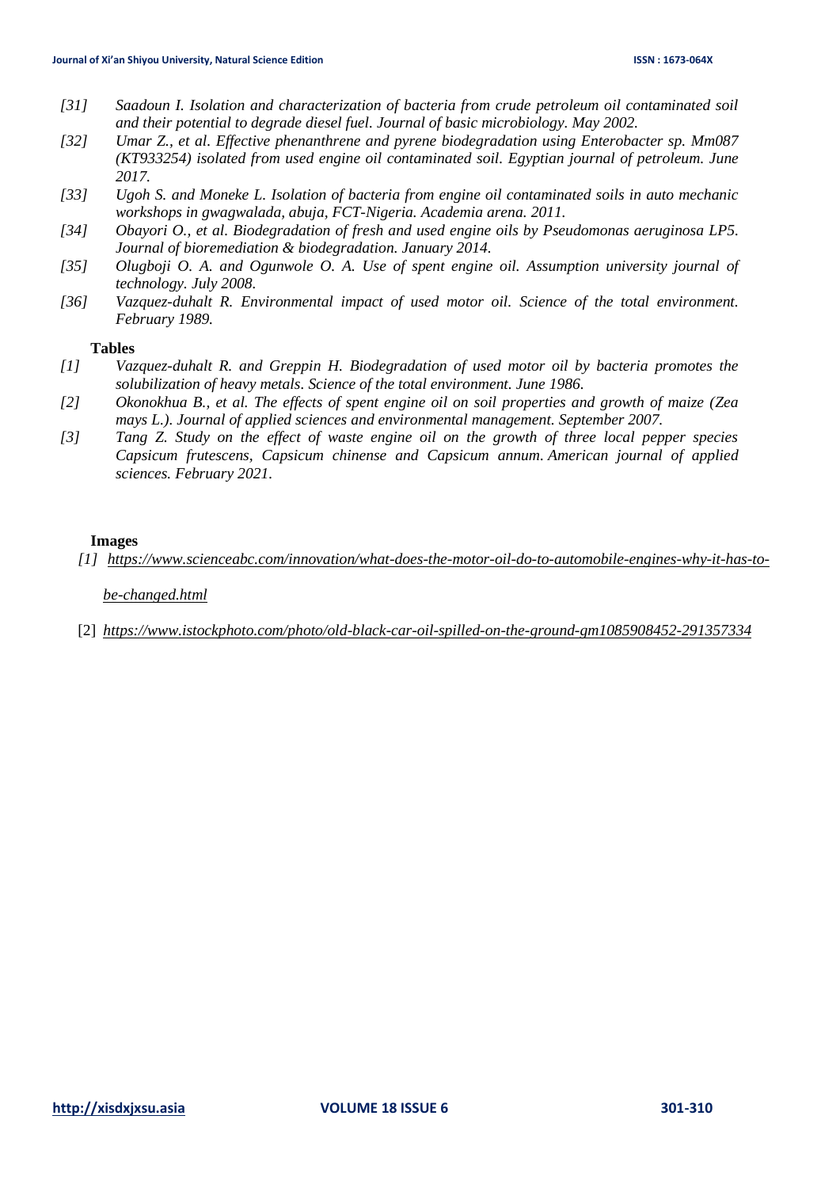[31] *Saadoun I. Isolation and characterization of bacteria from crude petroleum oil contaminated soil and their potential to degrade diesel fuel. Journal of basic microbiology. May 2002.*

[32] *Umar Z., et al. Effective phenanthrene and pyrene biodegradation using Enterobacter sp. Mm087 (KT933254) isolated from used engine oil contaminated soil. Egyptian journal of petroleum. June 2017.*

[33] *Ugoh S. and Moneke L. Isolation of bacteria from engine oil contaminated soils in auto mechanic workshops in gwagwalada, abuja, FCT-Nigeria. Academia arena. 2011.*

[34] *Obayori O., et al. Biodegradation of fresh and used engine oils by Pseudomonas aeruginosa LP5. Journal of bioremediation & biodegradation. January 2014.*

[35] *Olugboji O. A. and Ogunwole O. A. Use of spent engine oil. Assumption university journal of technology. July 2008.*

[36] *Vazquez-duhalt R. Environmental impact of used motor oil. Science of the total environment. February 1989.*

**Tables**

[1] *Vazquez-duhalt R. and Greppin H. Biodegradation of used motor oil by bacteria promotes the solubilization of heavy metals. Science of the total environment. June 1986.*

[2] *Okonokhua B., et al. The effects of spent engine oil on soil properties and growth of maize (Zea mays L.). Journal of applied sciences and environmental management. September 2007.*

[3] *Tang Z. Study on the effect of waste engine oil on the growth of three local pepper species Capsicum frutescens, Capsicum chinense and Capsicum annum. American journal of applied sciences. February 2021.*

**Images**

[1] *https://www.scienceabc.com/innovation/what-does-the-motor-oil-do-to-automobile-engines-why-it-has-to-be-changed.html*

[2] *https://www.istockphoto.com/photo/old-black-car-oil-spilled-on-the-ground-gm1085908452-291357334*